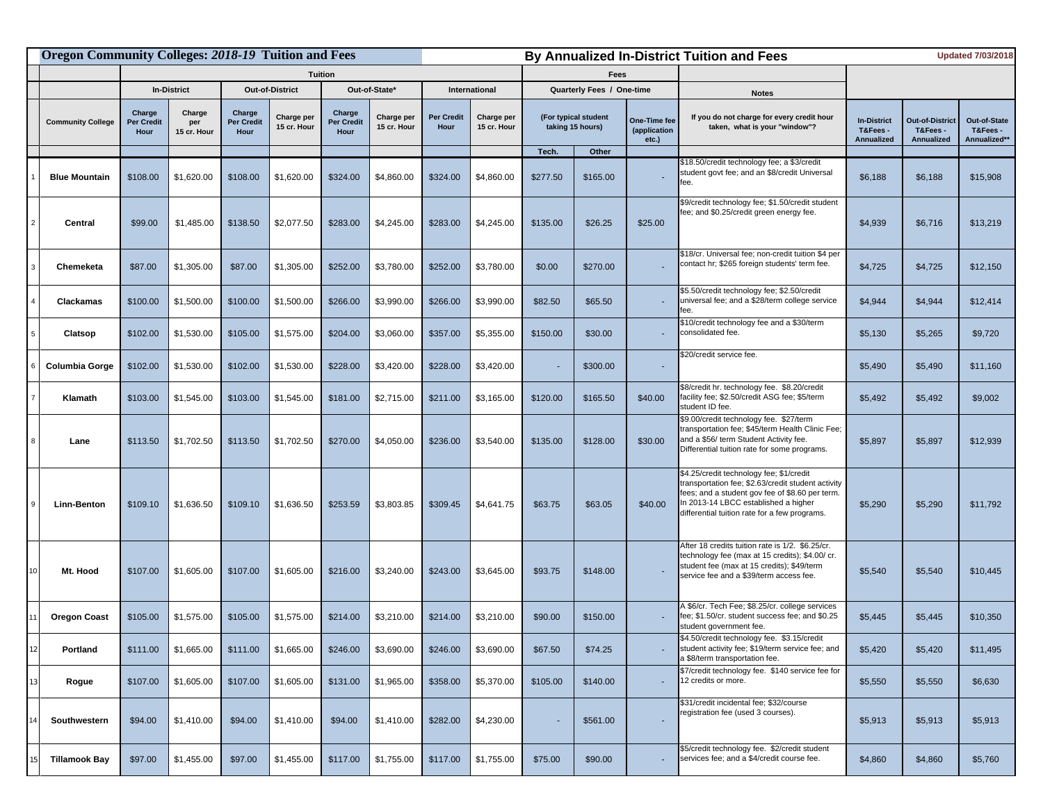# Oregon Community Colleges: *2018-19* Tuition and Fees

## By Annualized In-District Tuition and Fees

Updated 7/03/2018

| | | Tuition | | | | | | | | Fees | | | Notes | | | |
|---|---|---|---|---|---|---|---|---|---|---|---|---|---|---|---|---|
| | | In-District | | Out-of-District | | Out-of-State* | | International | | Quarterly Fees / One-time | | | | | | |
| | Community College | Charge Per Credit Hour | Charge per 15 cr. Hour | Charge Per Credit Hour | Charge per 15 cr. Hour | Charge Per Credit Hour | Charge per 15 cr. Hour | Per Credit Hour | Charge per 15 cr. Hour | (For typical student taking 15 hours) Tech. | (For typical student taking 15 hours) Other | One-Time fee (application etc.) | If you do not charge for every credit hour taken, what is your "window"? | In-District T&Fees - Annualized | Out-of-District T&Fees - Annualized | Out-of-State T&Fees - Annualized** |
| 1 | Blue Mountain | $108.00 | $1,620.00 | $108.00 | $1,620.00 | $324.00 | $4,860.00 | $324.00 | $4,860.00 | $277.50 | $165.00 | - | $18.50/credit technology fee; a $3/credit student govt fee; and an $8/credit Universal fee. | $6,188 | $6,188 | $15,908 |
| 2 | Central | $99.00 | $1,485.00 | $138.50 | $2,077.50 | $283.00 | $4,245.00 | $283.00 | $4,245.00 | $135.00 | $26.25 | $25.00 | $9/credit technology fee; $1.50/credit student fee; and $0.25/credit green energy fee. | $4,939 | $6,716 | $13,219 |
| 3 | Chemeketa | $87.00 | $1,305.00 | $87.00 | $1,305.00 | $252.00 | $3,780.00 | $252.00 | $3,780.00 | $0.00 | $270.00 | - | $18/cr. Universal fee; non-credit tuition $4 per contact hr; $265 foreign students' term fee. | $4,725 | $4,725 | $12,150 |
| 4 | Clackamas | $100.00 | $1,500.00 | $100.00 | $1,500.00 | $266.00 | $3,990.00 | $266.00 | $3,990.00 | $82.50 | $65.50 | - | $5.50/credit technology fee; $2.50/credit universal fee; and a $28/term college service fee. | $4,944 | $4,944 | $12,414 |
| 5 | Clatsop | $102.00 | $1,530.00 | $105.00 | $1,575.00 | $204.00 | $3,060.00 | $357.00 | $5,355.00 | $150.00 | $30.00 | - | $10/credit technology fee and a $30/term consolidated fee. | $5,130 | $5,265 | $9,720 |
| 6 | Columbia Gorge | $102.00 | $1,530.00 | $102.00 | $1,530.00 | $228.00 | $3,420.00 | $228.00 | $3,420.00 | - | $300.00 | - | $20/credit service fee. | $5,490 | $5,490 | $11,160 |
| 7 | Klamath | $103.00 | $1,545.00 | $103.00 | $1,545.00 | $181.00 | $2,715.00 | $211.00 | $3,165.00 | $120.00 | $165.50 | $40.00 | $8/credit hr. technology fee. $8.20/credit facility fee; $2.50/credit ASG fee; $5/term student ID fee. | $5,492 | $5,492 | $9,002 |
| 8 | Lane | $113.50 | $1,702.50 | $113.50 | $1,702.50 | $270.00 | $4,050.00 | $236.00 | $3,540.00 | $135.00 | $128.00 | $30.00 | $9.00/credit technology fee. $27/term transportation fee; $45/term Health Clinic Fee; and a $56/ term Student Activity fee. Differential tuition rate for some programs. | $5,897 | $5,897 | $12,939 |
| 9 | Linn-Benton | $109.10 | $1,636.50 | $109.10 | $1,636.50 | $253.59 | $3,803.85 | $309.45 | $4,641.75 | $63.75 | $63.05 | $40.00 | $4.25/credit technology fee; $1/credit transportation fee; $2.63/credit student activity fees; and a student gov fee of $8.60 per term. In 2013-14 LBCC established a higher differential tuition rate for a few programs. | $5,290 | $5,290 | $11,792 |
| 10 | Mt. Hood | $107.00 | $1,605.00 | $107.00 | $1,605.00 | $216.00 | $3,240.00 | $243.00 | $3,645.00 | $93.75 | $148.00 | - | After 18 credits tuition rate is 1/2. $6.25/cr. technology fee (max at 15 credits); $4.00/ cr. student fee (max at 15 credits); $49/term service fee and a $39/term access fee. | $5,540 | $5,540 | $10,445 |
| 11 | Oregon Coast | $105.00 | $1,575.00 | $105.00 | $1,575.00 | $214.00 | $3,210.00 | $214.00 | $3,210.00 | $90.00 | $150.00 | - | A $6/cr. Tech Fee; $8.25/cr. college services fee; $1.50/cr. student success fee; and $0.25 student government fee. | $5,445 | $5,445 | $10,350 |
| 12 | Portland | $111.00 | $1,665.00 | $111.00 | $1,665.00 | $246.00 | $3,690.00 | $246.00 | $3,690.00 | $67.50 | $74.25 | - | $4.50/credit technology fee. $3.15/credit student activity fee; $19/term service fee; and a $8/term transportation fee. | $5,420 | $5,420 | $11,495 |
| 13 | Rogue | $107.00 | $1,605.00 | $107.00 | $1,605.00 | $131.00 | $1,965.00 | $358.00 | $5,370.00 | $105.00 | $140.00 | - | $7/credit technology fee. $140 service fee for 12 credits or more. | $5,550 | $5,550 | $6,630 |
| 14 | Southwestern | $94.00 | $1,410.00 | $94.00 | $1,410.00 | $94.00 | $1,410.00 | $282.00 | $4,230.00 | - | $561.00 | - | $31/credit incidental fee; $32/course registration fee (used 3 courses). | $5,913 | $5,913 | $5,913 |
| 15 | Tillamook Bay | $97.00 | $1,455.00 | $97.00 | $1,455.00 | $117.00 | $1,755.00 | $117.00 | $1,755.00 | $75.00 | $90.00 | - | $5/credit technology fee. $2/credit student services fee; and a $4/credit course fee. | $4,860 | $4,860 | $5,760 |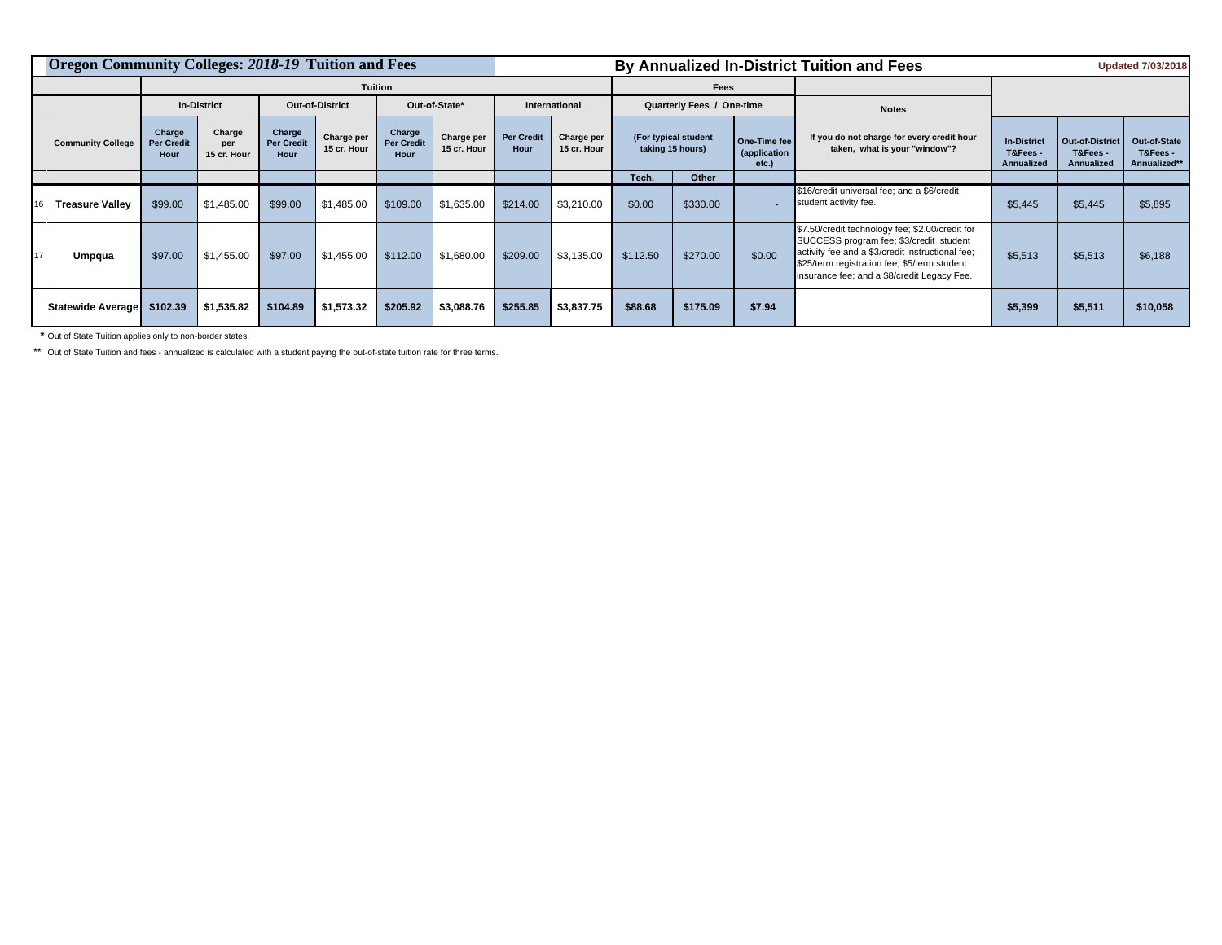**Oregon Community Colleges: *2018-19* Tuition and Fees** — **By Annualized In-District Tuition and Fees** — Updated 7/03/2018

| | | Tuition | | | | | | | | Fees | | | Notes | | | |
|---|---|---|---|---|---|---|---|---|---|---|---|---|---|---|---|---|
| | | In-District | | Out-of-District | | Out-of-State* | | International | | Quarterly Fees / One-time | | | | | | |
| | Community College | Charge Per Credit Hour | Charge per 15 cr. Hour | Charge Per Credit Hour | Charge per 15 cr. Hour | Charge Per Credit Hour | Charge per 15 cr. Hour | Per Credit Hour | Charge per 15 cr. Hour | (For typical student taking 15 hours) Tech. | (For typical student taking 15 hours) Other | One-Time fee (application etc.) | If you do not charge for every credit hour taken, what is your "window"? | In-District T&Fees - Annualized | Out-of-District T&Fees - Annualized | Out-of-State T&Fees - Annualized** |
| 16 | **Treasure Valley** | $99.00 | $1,485.00 | $99.00 | $1,485.00 | $109.00 | $1,635.00 | $214.00 | $3,210.00 | $0.00 | $330.00 | - | $16/credit universal fee; and a $6/credit student activity fee. | $5,445 | $5,445 | $5,895 |
| 17 | **Umpqua** | $97.00 | $1,455.00 | $97.00 | $1,455.00 | $112.00 | $1,680.00 | $209.00 | $3,135.00 | $112.50 | $270.00 | $0.00 | $7.50/credit technology fee; $2.00/credit for SUCCESS program fee; $3/credit student activity fee and a $3/credit instructional fee; $25/term registration fee; $5/term student insurance fee; and a $8/credit Legacy Fee. | $5,513 | $5,513 | $6,188 |
| | **Statewide Average** | **$102.39** | **$1,535.82** | **$104.89** | **$1,573.32** | **$205.92** | **$3,088.76** | **$255.85** | **$3,837.75** | **$88.68** | **$175.09** | **$7.94** | | **$5,399** | **$5,511** | **$10,058** |

\* Out of State Tuition applies only to non-border states.

\*\* Out of State Tuition and fees - annualized is calculated with a student paying the out-of-state tuition rate for three terms.